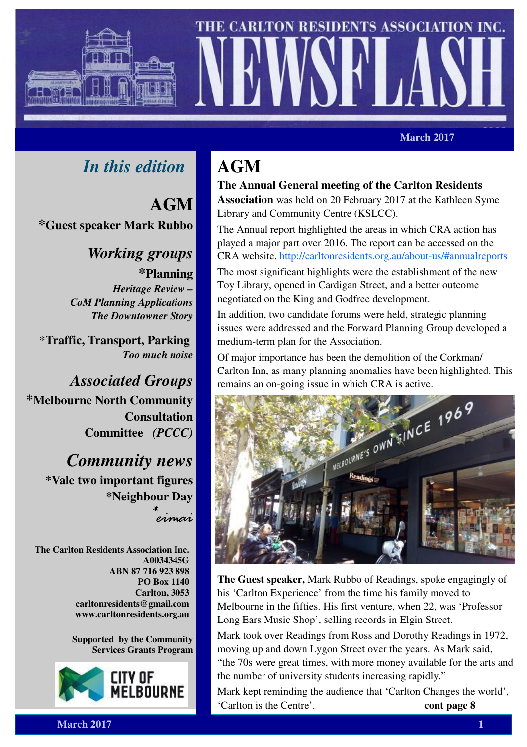# THE CARLTON RESIDENTS ASSOCIATION INC. NEWSFLASH

March 2017

## *In this edition*

**AGM**

**\*Guest speaker Mark Rubbo**

***Working groups***

**\*Planning**

***Heritage Review –***
***CoM Planning Applications***
***The Downtowner Story***

\***Traffic, Transport, Parking**

***Too much noise***

***Associated Groups***

**\*Melbourne North Community Consultation Committee** ***(PCCC)***

***Community news***

**\*Vale two important figures**

**\*Neighbour Day**

*\*eimai*

**The Carlton Residents Association Inc.**
**A0034345G**
**ABN 87 716 923 898**
**PO Box 1140**
**Carlton, 3053**
**carltonresidents@gmail.com**
**www.carltonresidents.org.au**

**Supported by the Community Services Grants Program**

CITY OF MELBOURNE

# AGM

**The Annual General meeting of the Carlton Residents Association** was held on 20 February 2017 at the Kathleen Syme Library and Community Centre (KSLCC).

The Annual report highlighted the areas in which CRA action has played a major part over 2016. The report can be accessed on the CRA website. http://carltonresidents.org.au/about-us/#annualreports

The most significant highlights were the establishment of the new Toy Library, opened in Cardigan Street, and a better outcome negotiated on the King and Godfree development.

In addition, two candidate forums were held, strategic planning issues were addressed and the Forward Planning Group developed a medium-term plan for the Association.

Of major importance has been the demolition of the Corkman/ Carlton Inn, as many planning anomalies have been highlighted. This remains an on-going issue in which CRA is active.

**The Guest speaker,** Mark Rubbo of Readings, spoke engagingly of his 'Carlton Experience' from the time his family moved to Melbourne in the fifties. His first venture, when 22, was 'Professor Long Ears Music Shop', selling records in Elgin Street.

Mark took over Readings from Ross and Dorothy Readings in 1972, moving up and down Lygon Street over the years. As Mark said, "the 70s were great times, with more money available for the arts and the number of university students increasing rapidly."

Mark kept reminding the audience that 'Carlton Changes the world', 'Carlton is the Centre'. **cont page 8**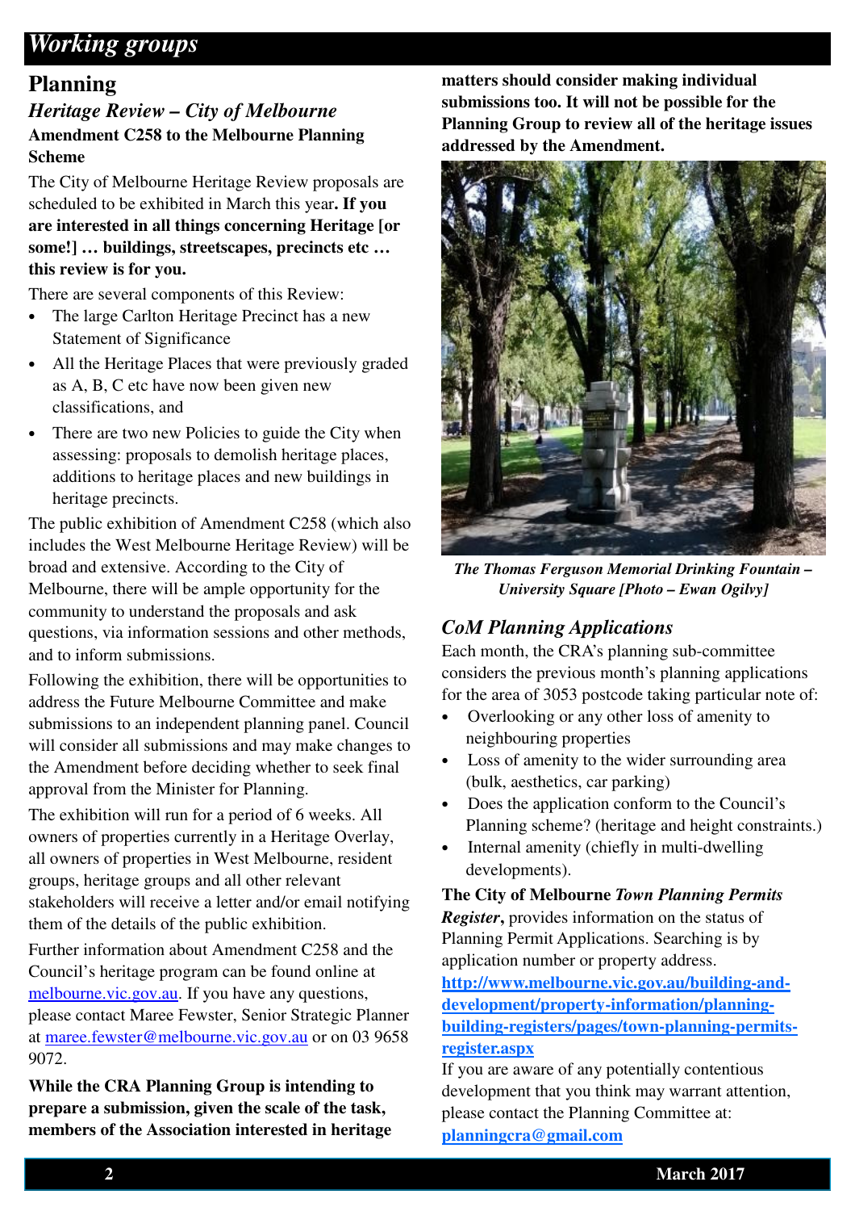# *Working groups*

## Planning

### *Heritage Review – City of Melbourne*

**Amendment C258 to the Melbourne Planning Scheme**

The City of Melbourne Heritage Review proposals are scheduled to be exhibited in March this year**. If you are interested in all things concerning Heritage [or some!] … buildings, streetscapes, precincts etc … this review is for you.**

There are several components of this Review:

- The large Carlton Heritage Precinct has a new Statement of Significance
- All the Heritage Places that were previously graded as A, B, C etc have now been given new classifications, and
- There are two new Policies to guide the City when assessing: proposals to demolish heritage places, additions to heritage places and new buildings in heritage precincts.

The public exhibition of Amendment C258 (which also includes the West Melbourne Heritage Review) will be broad and extensive. According to the City of Melbourne, there will be ample opportunity for the community to understand the proposals and ask questions, via information sessions and other methods, and to inform submissions.

Following the exhibition, there will be opportunities to address the Future Melbourne Committee and make submissions to an independent planning panel. Council will consider all submissions and may make changes to the Amendment before deciding whether to seek final approval from the Minister for Planning.

The exhibition will run for a period of 6 weeks. All owners of properties currently in a Heritage Overlay, all owners of properties in West Melbourne, resident groups, heritage groups and all other relevant stakeholders will receive a letter and/or email notifying them of the details of the public exhibition.

Further information about Amendment C258 and the Council's heritage program can be found online at melbourne.vic.gov.au. If you have any questions, please contact Maree Fewster, Senior Strategic Planner at maree.fewster@melbourne.vic.gov.au or on 03 9658 9072.

**While the CRA Planning Group is intending to prepare a submission, given the scale of the task, members of the Association interested in heritage matters should consider making individual submissions too. It will not be possible for the Planning Group to review all of the heritage issues addressed by the Amendment.**

***The Thomas Ferguson Memorial Drinking Fountain – University Square [Photo – Ewan Ogilvy]***

### *CoM Planning Applications*

Each month, the CRA's planning sub-committee considers the previous month's planning applications for the area of 3053 postcode taking particular note of:

- Overlooking or any other loss of amenity to neighbouring properties
- Loss of amenity to the wider surrounding area (bulk, aesthetics, car parking)
- Does the application conform to the Council's Planning scheme? (heritage and height constraints.)
- Internal amenity (chiefly in multi-dwelling developments).

**The City of Melbourne *Town Planning Permits Register*,** provides information on the status of Planning Permit Applications. Searching is by application number or property address.

**http://www.melbourne.vic.gov.au/building-and-development/property-information/planning-building-registers/pages/town-planning-permits-register.aspx**

If you are aware of any potentially contentious development that you think may warrant attention, please contact the Planning Committee at: **planningcra@gmail.com**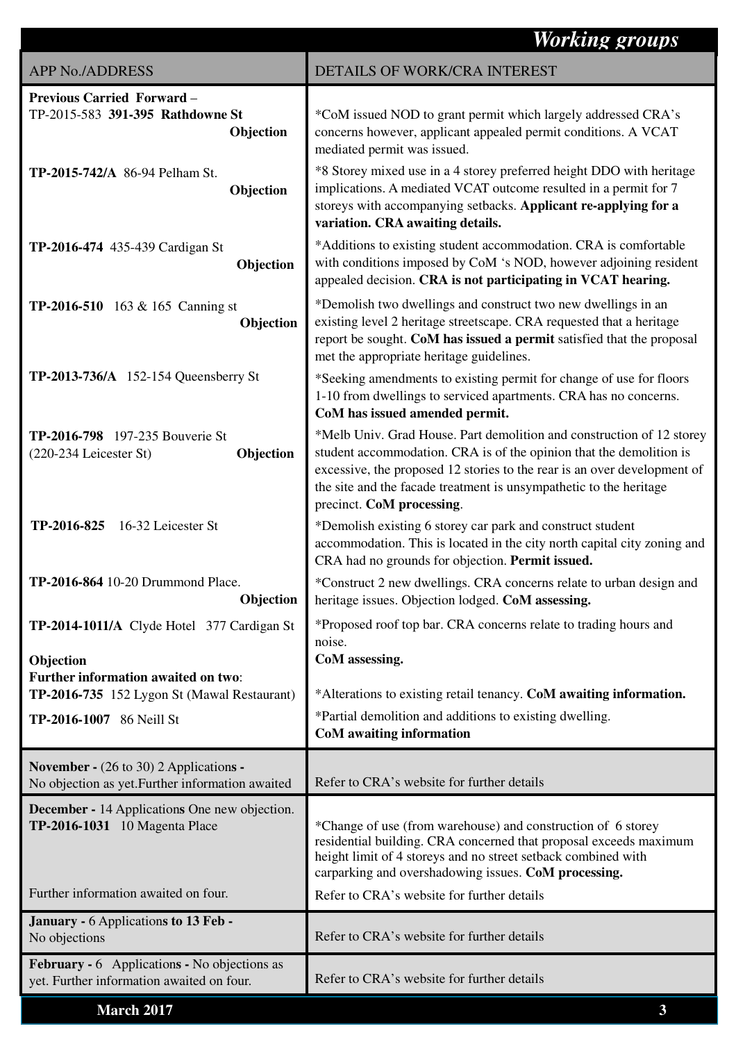## *Working groups*

| APP No./ADDRESS | DETAILS OF WORK/CRA INTEREST |
|---|---|
| **Previous Carried Forward** – TP-2015-583 **391-395 Rathdowne St** **Objection** | *CoM issued NOD to grant permit which largely addressed CRA's concerns however, applicant appealed permit conditions. A VCAT mediated permit was issued. |
| **TP-2015-742/A** 86-94 Pelham St. **Objection** | *8 Storey mixed use in a 4 storey preferred height DDO with heritage implications. A mediated VCAT outcome resulted in a permit for 7 storeys with accompanying setbacks. **Applicant re-applying for a variation. CRA awaiting details.** |
| **TP-2016-474** 435-439 Cardigan St **Objection** | *Additions to existing student accommodation. CRA is comfortable with conditions imposed by CoM 's NOD, however adjoining resident appealed decision. **CRA is not participating in VCAT hearing.** |
| **TP-2016-510** 163 & 165 Canning st **Objection** | *Demolish two dwellings and construct two new dwellings in an existing level 2 heritage streetscape. CRA requested that a heritage report be sought. **CoM has issued a permit** satisfied that the proposal met the appropriate heritage guidelines. |
| **TP-2013-736/A** 152-154 Queensberry St | *Seeking amendments to existing permit for change of use for floors 1-10 from dwellings to serviced apartments. CRA has no concerns. **CoM has issued amended permit.** |
| **TP-2016-798** 197-235 Bouverie St (220-234 Leicester St) **Objection** | *Melb Univ. Grad House. Part demolition and construction of 12 storey student accommodation. CRA is of the opinion that the demolition is excessive, the proposed 12 stories to the rear is an over development of the site and the facade treatment is unsympathetic to the heritage precinct. **CoM processing**. |
| **TP-2016-825** 16-32 Leicester St | *Demolish existing 6 storey car park and construct student accommodation. This is located in the city north capital city zoning and CRA had no grounds for objection. **Permit issued.** |
| **TP-2016-864** 10-20 Drummond Place. **Objection** | *Construct 2 new dwellings. CRA concerns relate to urban design and heritage issues. Objection lodged. **CoM assessing.** |
| **TP-2014-1011/A** Clyde Hotel 377 Cardigan St **Objection** | *Proposed roof top bar. CRA concerns relate to trading hours and noise. **CoM assessing.** |
| **Further information awaited on two**: **TP-2016-735** 152 Lygon St (Mawal Restaurant) | *Alterations to existing retail tenancy. **CoM awaiting information.** |
| **TP-2016-1007** 86 Neill St | *Partial demolition and additions to existing dwelling. **CoM awaiting information** |
| **November -** (26 to 30) 2 Application**s -** No objection as yet.Further information awaited | Refer to CRA's website for further details |
| **December -** 14 Application**s** One new objection. **TP-2016-1031** 10 Magenta Place | *Change of use (from warehouse) and construction of 6 storey residential building. CRA concerned that proposal exceeds maximum height limit of 4 storeys and no street setback combined with carparking and overshadowing issues. **CoM processing.** |
| Further information awaited on four. | Refer to CRA's website for further details |
| **January -** 6 Application**s to 13 Feb -** No objections | Refer to CRA's website for further details |
| **February -** 6 Application**s -** No objections as yet. Further information awaited on four. | Refer to CRA's website for further details |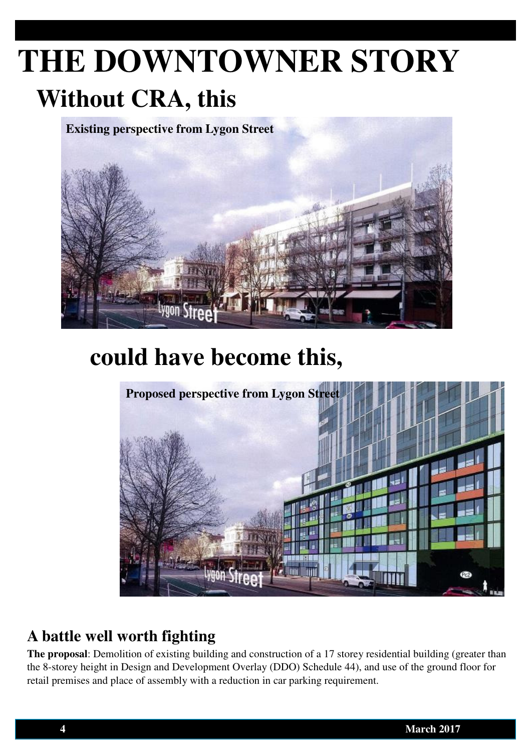# THE DOWNTOWNER STORY

## Without CRA, this

**Existing perspective from Lygon Street**

## could have become this,

**Proposed perspective from Lygon Street**

### A battle well worth fighting

**The proposal**: Demolition of existing building and construction of a 17 storey residential building (greater than the 8-storey height in Design and Development Overlay (DDO) Schedule 44), and use of the ground floor for retail premises and place of assembly with a reduction in car parking requirement.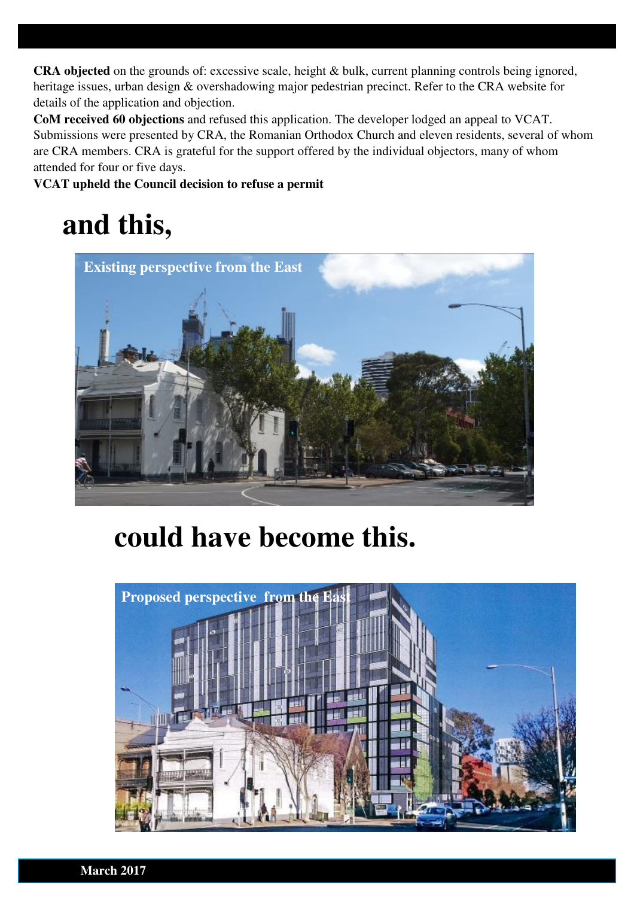**CRA objected** on the grounds of: excessive scale, height & bulk, current planning controls being ignored, heritage issues, urban design & overshadowing major pedestrian precinct. Refer to the CRA website for details of the application and objection.

**CoM received 60 objections** and refused this application. The developer lodged an appeal to VCAT. Submissions were presented by CRA, the Romanian Orthodox Church and eleven residents, several of whom are CRA members. CRA is grateful for the support offered by the individual objectors, many of whom attended for four or five days.

**VCAT upheld the Council decision to refuse a permit**

# and this,

Existing perspective from the East

# could have become this.

Proposed perspective from the East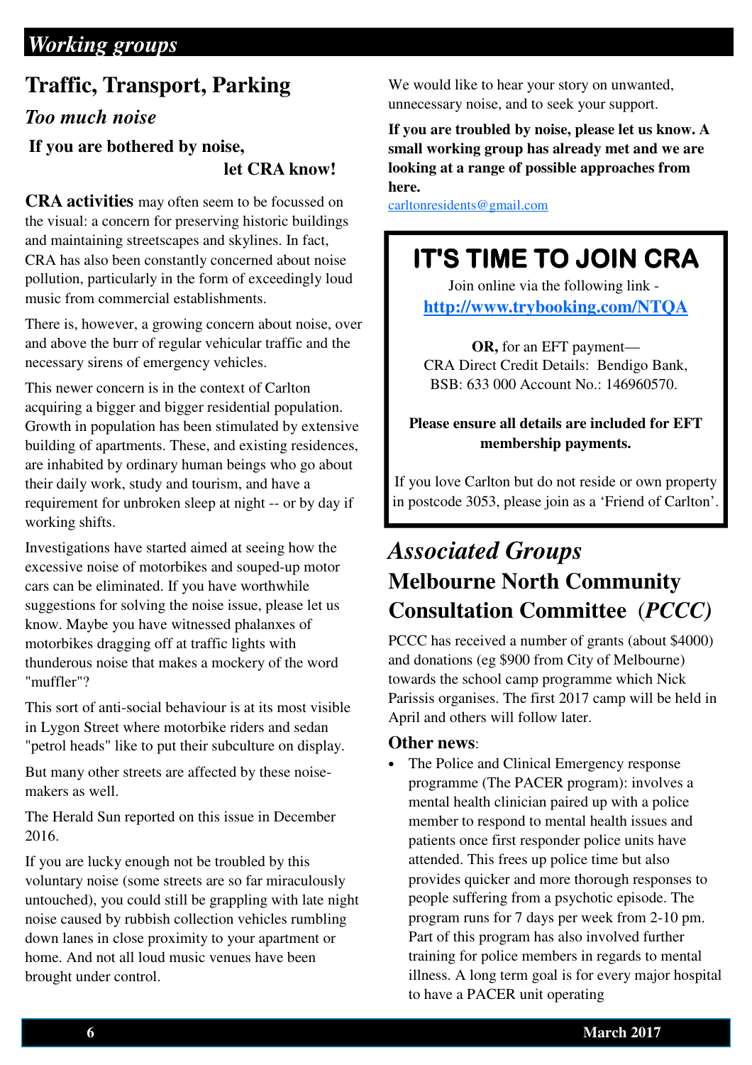# *Working groups*

## Traffic, Transport, Parking

### *Too much noise*

**If you are bothered by noise, let CRA know!**

**CRA activities** may often seem to be focussed on the visual: a concern for preserving historic buildings and maintaining streetscapes and skylines. In fact, CRA has also been constantly concerned about noise pollution, particularly in the form of exceedingly loud music from commercial establishments.

There is, however, a growing concern about noise, over and above the burr of regular vehicular traffic and the necessary sirens of emergency vehicles.

This newer concern is in the context of Carlton acquiring a bigger and bigger residential population. Growth in population has been stimulated by extensive building of apartments. These, and existing residences, are inhabited by ordinary human beings who go about their daily work, study and tourism, and have a requirement for unbroken sleep at night -- or by day if working shifts.

Investigations have started aimed at seeing how the excessive noise of motorbikes and souped-up motor cars can be eliminated. If you have worthwhile suggestions for solving the noise issue, please let us know. Maybe you have witnessed phalanxes of motorbikes dragging off at traffic lights with thunderous noise that makes a mockery of the word "muffler"?

This sort of anti-social behaviour is at its most visible in Lygon Street where motorbike riders and sedan "petrol heads" like to put their subculture on display.

But many other streets are affected by these noise-makers as well.

The Herald Sun reported on this issue in December 2016.

If you are lucky enough not be troubled by this voluntary noise (some streets are so far miraculously untouched), you could still be grappling with late night noise caused by rubbish collection vehicles rumbling down lanes in close proximity to your apartment or home. And not all loud music venues have been brought under control.

We would like to hear your story on unwanted, unnecessary noise, and to seek your support.

**If you are troubled by noise, please let us know. A small working group has already met and we are looking at a range of possible approaches from here.**

carltonresidents@gmail.com

---

## IT'S TIME TO JOIN CRA

Join online via the following link -

**http://www.trybooking.com/NTQA**

**OR,** for an EFT payment—
CRA Direct Credit Details: Bendigo Bank,
BSB: 633 000 Account No.: 146960570.

**Please ensure all details are included for EFT membership payments.**

If you love Carlton but do not reside or own property in postcode 3053, please join as a 'Friend of Carlton'.

---

# *Associated Groups*

## Melbourne North Community Consultation Committee (*PCCC)*

PCCC has received a number of grants (about $4000) and donations (eg $900 from City of Melbourne) towards the school camp programme which Nick Parissis organises. The first 2017 camp will be held in April and others will follow later.

**Other news**:

- The Police and Clinical Emergency response programme (The PACER program): involves a mental health clinician paired up with a police member to respond to mental health issues and patients once first responder police units have attended. This frees up police time but also provides quicker and more thorough responses to people suffering from a psychotic episode. The program runs for 7 days per week from 2-10 pm. Part of this program has also involved further training for police members in regards to mental illness. A long term goal is for every major hospital to have a PACER unit operating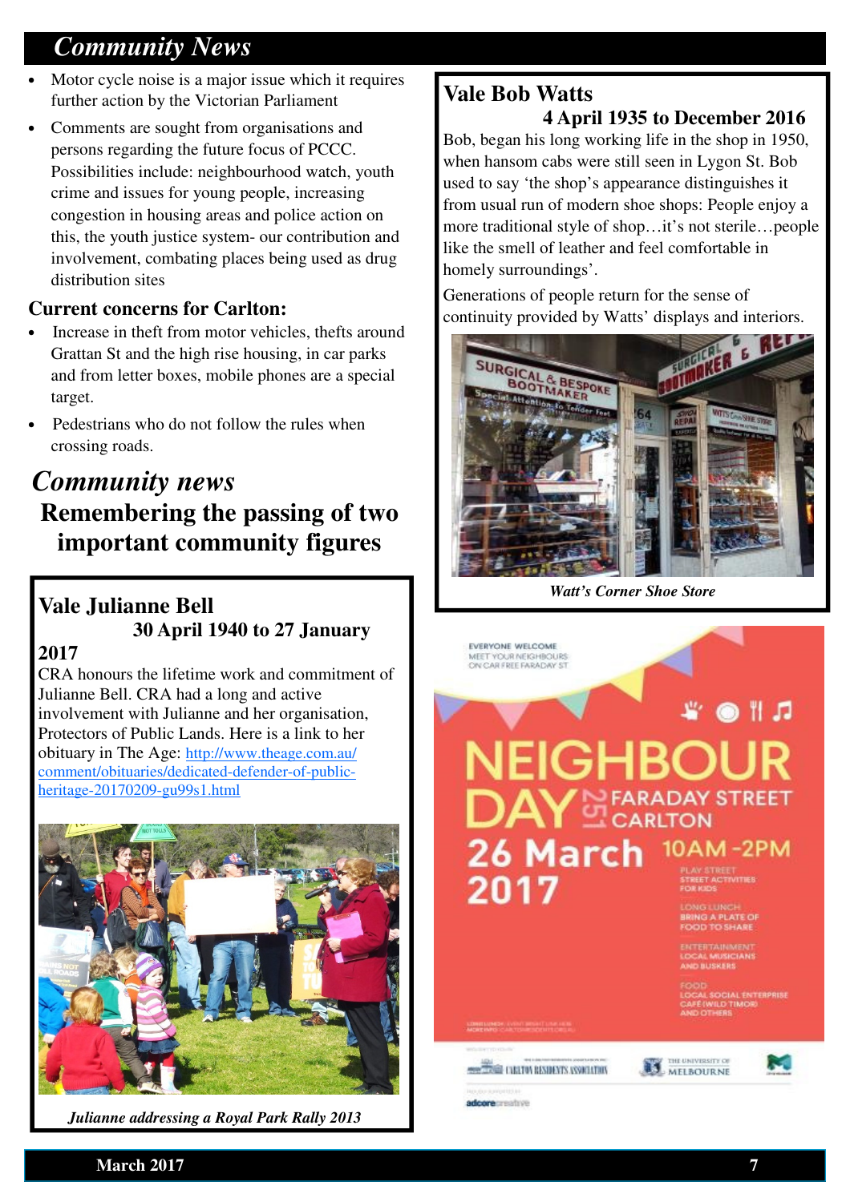# Community News

- Motor cycle noise is a major issue which it requires further action by the Victorian Parliament
- Comments are sought from organisations and persons regarding the future focus of PCCC. Possibilities include: neighbourhood watch, youth crime and issues for young people, increasing congestion in housing areas and police action on this, the youth justice system- our contribution and involvement, combating places being used as drug distribution sites

### Current concerns for Carlton:

- Increase in theft from motor vehicles, thefts around Grattan St and the high rise housing, in car parks and from letter boxes, mobile phones are a special target.
- Pedestrians who do not follow the rules when crossing roads.

# Community news

## Remembering the passing of two important community figures

### Vale Julianne Bell

**30 April 1940 to 27 January 2017**

CRA honours the lifetime work and commitment of Julianne Bell. CRA had a long and active involvement with Julianne and her organisation, Protectors of Public Lands. Here is a link to her obituary in The Age: [http://www.theage.com.au/comment/obituaries/dedicated-defender-of-public-heritage-20170209-gu99s1.html](http://www.theage.com.au/comment/obituaries/dedicated-defender-of-public-heritage-20170209-gu99s1.html)

*Julianne addressing a Royal Park Rally 2013*

### Vale Bob Watts

**4 April 1935 to December 2016**

Bob, began his long working life in the shop in 1950, when hansom cabs were still seen in Lygon St. Bob used to say 'the shop's appearance distinguishes it from usual run of modern shoe shops: People enjoy a more traditional style of shop…it's not sterile…people like the smell of leather and feel comfortable in homely surroundings'.

Generations of people return for the sense of continuity provided by Watts' displays and interiors.

*Watt's Corner Shoe Store*

EVERYONE WELCOME
MEET YOUR NEIGHBOURS
ON CAR FREE FARADAY ST

**NEIGHBOUR DAY**
251 FARADAY STREET CARLTON
**26 March 2017**
10AM -2PM

PLAY STREET
STREET ACTIVITIES FOR KIDS

LONG LUNCH
BRING A PLATE OF FOOD TO SHARE

ENTERTAINMENT
LOCAL MUSICIANS AND BUSKERS

FOOD
LOCAL SOCIAL ENTERPRISE CAFÉ (WILD TIMOR) AND OTHERS

CARLTON RESIDENTS ASSOCIATION · THE UNIVERSITY OF MELBOURNE · adcorecreative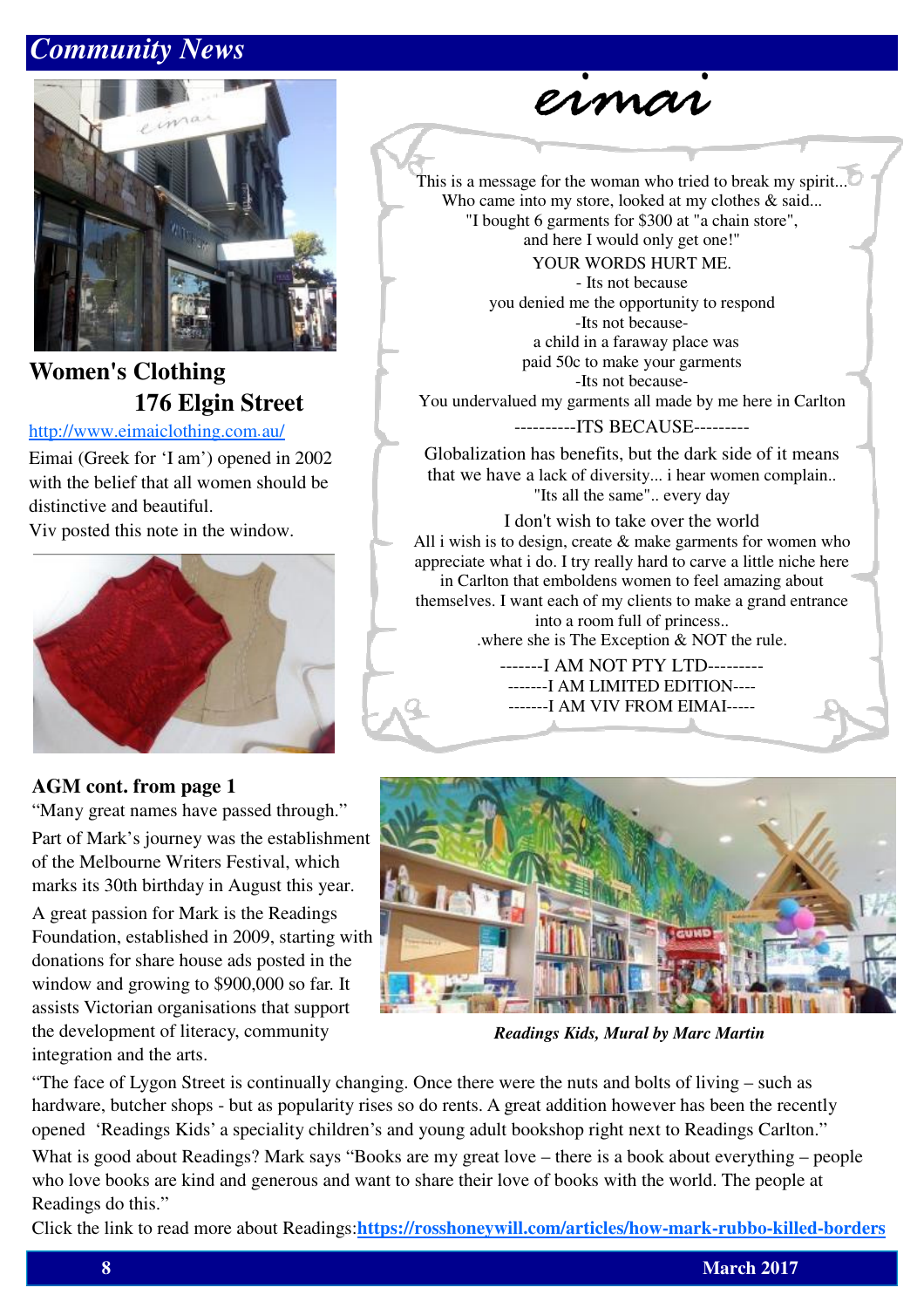## Community News

## Women's Clothing 176 Elgin Street

http://www.eimaiclothing.com.au/

Eimai (Greek for 'I am') opened in 2002 with the belief that all women should be distinctive and beautiful.

Viv posted this note in the window.

*eimai*

This is a message for the woman who tried to break my spirit...
Who came into my store, looked at my clothes & said...
"I bought 6 garments for $300 at "a chain store",
and here I would only get one!"
YOUR WORDS HURT ME.
- Its not because
you denied me the opportunity to respond
-Its not because-
a child in a faraway place was
paid 50c to make your garments
-Its not because-
You undervalued my garments all made by me here in Carlton
----------ITS BECAUSE---------
Globalization has benefits, but the dark side of it means
that we have a lack of diversity... i hear women complain..
"Its all the same".. every day
I don't wish to take over the world
All i wish is to design, create & make garments for women who
appreciate what i do. I try really hard to carve a little niche here
in Carlton that emboldens women to feel amazing about
themselves. I want each of my clients to make a grand entrance
into a room full of princess..
.where she is The Exception & NOT the rule.
-------I AM NOT PTY LTD---------
-------I AM LIMITED EDITION----
-------I AM VIV FROM EIMAI-----

### AGM cont. from page 1

"Many great names have passed through."

Part of Mark's journey was the establishment of the Melbourne Writers Festival, which marks its 30th birthday in August this year.

A great passion for Mark is the Readings Foundation, established in 2009, starting with donations for share house ads posted in the window and growing to $900,000 so far. It assists Victorian organisations that support the development of literacy, community integration and the arts.

*Readings Kids, Mural by Marc Martin*

"The face of Lygon Street is continually changing. Once there were the nuts and bolts of living – such as hardware, butcher shops - but as popularity rises so do rents. A great addition however has been the recently opened 'Readings Kids' a speciality children's and young adult bookshop right next to Readings Carlton."

What is good about Readings? Mark says "Books are my great love – there is a book about everything – people who love books are kind and generous and want to share their love of books with the world. The people at Readings do this."

Click the link to read more about Readings:**https://rosshoneywill.com/articles/how-mark-rubbo-killed-borders**